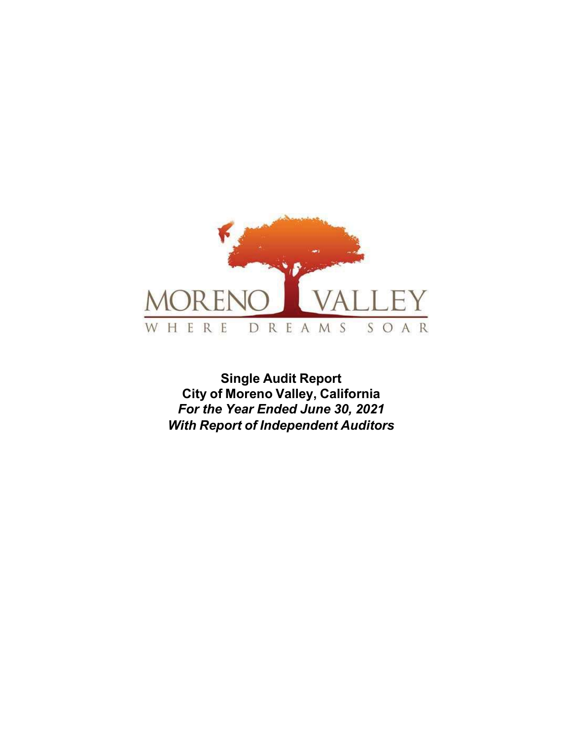MORENO VALLEY

WHERE DREAMS SOAR

**Single Audit Report**
**City of Moreno Valley, California**
***For the Year Ended June 30, 2021***
***With Report of Independent Auditors***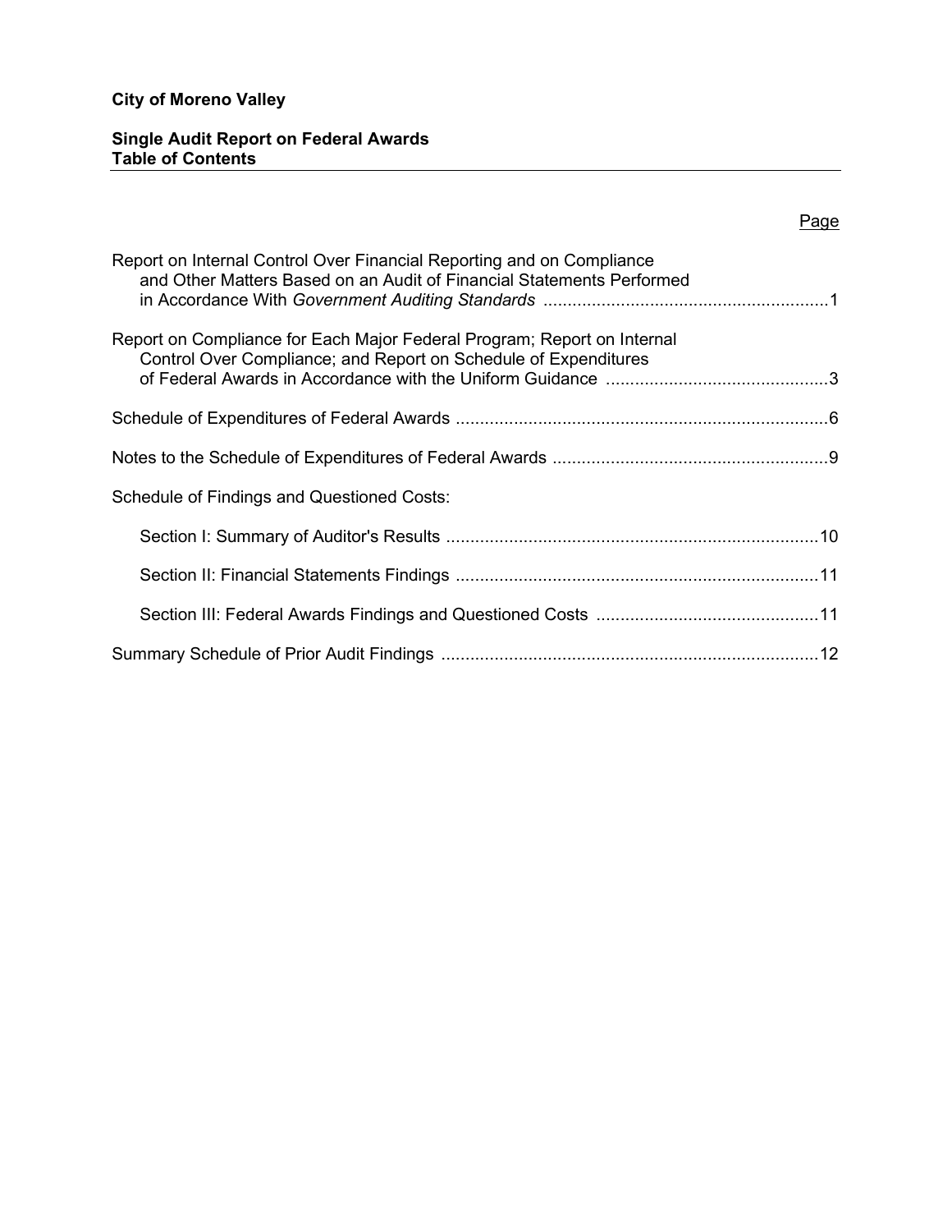**City of Moreno Valley**

**Single Audit Report on Federal Awards**
**Table of Contents**

| | Page |
|---|---|
| Report on Internal Control Over Financial Reporting and on Compliance and Other Matters Based on an Audit of Financial Statements Performed in Accordance With *Government Auditing Standards* | 1 |
| Report on Compliance for Each Major Federal Program; Report on Internal Control Over Compliance; and Report on Schedule of Expenditures of Federal Awards in Accordance with the Uniform Guidance | 3 |
| Schedule of Expenditures of Federal Awards | 6 |
| Notes to the Schedule of Expenditures of Federal Awards | 9 |
| Schedule of Findings and Questioned Costs: | |
| Section I: Summary of Auditor's Results | 10 |
| Section II: Financial Statements Findings | 11 |
| Section III: Federal Awards Findings and Questioned Costs | 11 |
| Summary Schedule of Prior Audit Findings | 12 |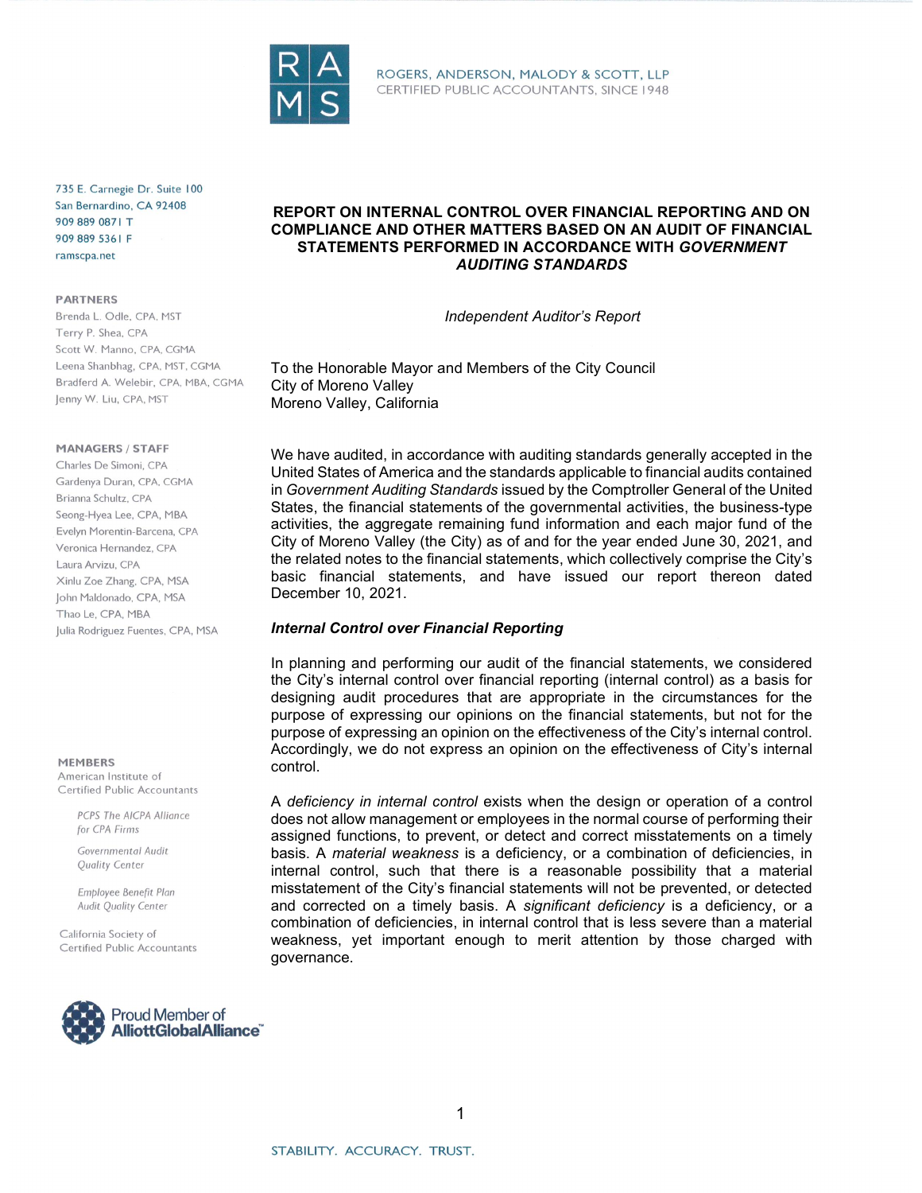ROGERS, ANDERSON, MALODY & SCOTT, LLP
CERTIFIED PUBLIC ACCOUNTANTS, SINCE 1948

735 E. Carnegie Dr. Suite 100
San Bernardino, CA 92408
909 889 0871 T
909 889 5361 F
ramscpa.net

**PARTNERS**
Brenda L. Odle, CPA, MST
Terry P. Shea, CPA
Scott W. Manno, CPA, CGMA
Leena Shanbhag, CPA, MST, CGMA
Bradferd A. Welebir, CPA, MBA, CGMA
Jenny W. Liu, CPA, MST

**MANAGERS / STAFF**
Charles De Simoni, CPA
Gardenya Duran, CPA, CGMA
Brianna Schultz, CPA
Seong-Hyea Lee, CPA, MBA
Evelyn Morentin-Barcena, CPA
Veronica Hernandez, CPA
Laura Arvizu, CPA
Xinlu Zoe Zhang, CPA, MSA
John Maldonado, CPA, MSA
Thao Le, CPA, MBA
Julia Rodriguez Fuentes, CPA, MSA

**MEMBERS**
American Institute of Certified Public Accountants

*PCPS The AICPA Alliance for CPA Firms*

*Governmental Audit Quality Center*

*Employee Benefit Plan Audit Quality Center*

California Society of Certified Public Accountants

Proud Member of AlliottGlobalAlliance™

# REPORT ON INTERNAL CONTROL OVER FINANCIAL REPORTING AND ON COMPLIANCE AND OTHER MATTERS BASED ON AN AUDIT OF FINANCIAL STATEMENTS PERFORMED IN ACCORDANCE WITH *GOVERNMENT AUDITING STANDARDS*

*Independent Auditor's Report*

To the Honorable Mayor and Members of the City Council
City of Moreno Valley
Moreno Valley, California

We have audited, in accordance with auditing standards generally accepted in the United States of America and the standards applicable to financial audits contained in *Government Auditing Standards* issued by the Comptroller General of the United States, the financial statements of the governmental activities, the business-type activities, the aggregate remaining fund information and each major fund of the City of Moreno Valley (the City) as of and for the year ended June 30, 2021, and the related notes to the financial statements, which collectively comprise the City's basic financial statements, and have issued our report thereon dated December 10, 2021.

## *Internal Control over Financial Reporting*

In planning and performing our audit of the financial statements, we considered the City's internal control over financial reporting (internal control) as a basis for designing audit procedures that are appropriate in the circumstances for the purpose of expressing our opinions on the financial statements, but not for the purpose of expressing an opinion on the effectiveness of the City's internal control. Accordingly, we do not express an opinion on the effectiveness of City's internal control.

A *deficiency in internal control* exists when the design or operation of a control does not allow management or employees in the normal course of performing their assigned functions, to prevent, or detect and correct misstatements on a timely basis. A *material weakness* is a deficiency, or a combination of deficiencies, in internal control, such that there is a reasonable possibility that a material misstatement of the City's financial statements will not be prevented, or detected and corrected on a timely basis. A *significant deficiency* is a deficiency, or a combination of deficiencies, in internal control that is less severe than a material weakness, yet important enough to merit attention by those charged with governance.

STABILITY. ACCURACY. TRUST.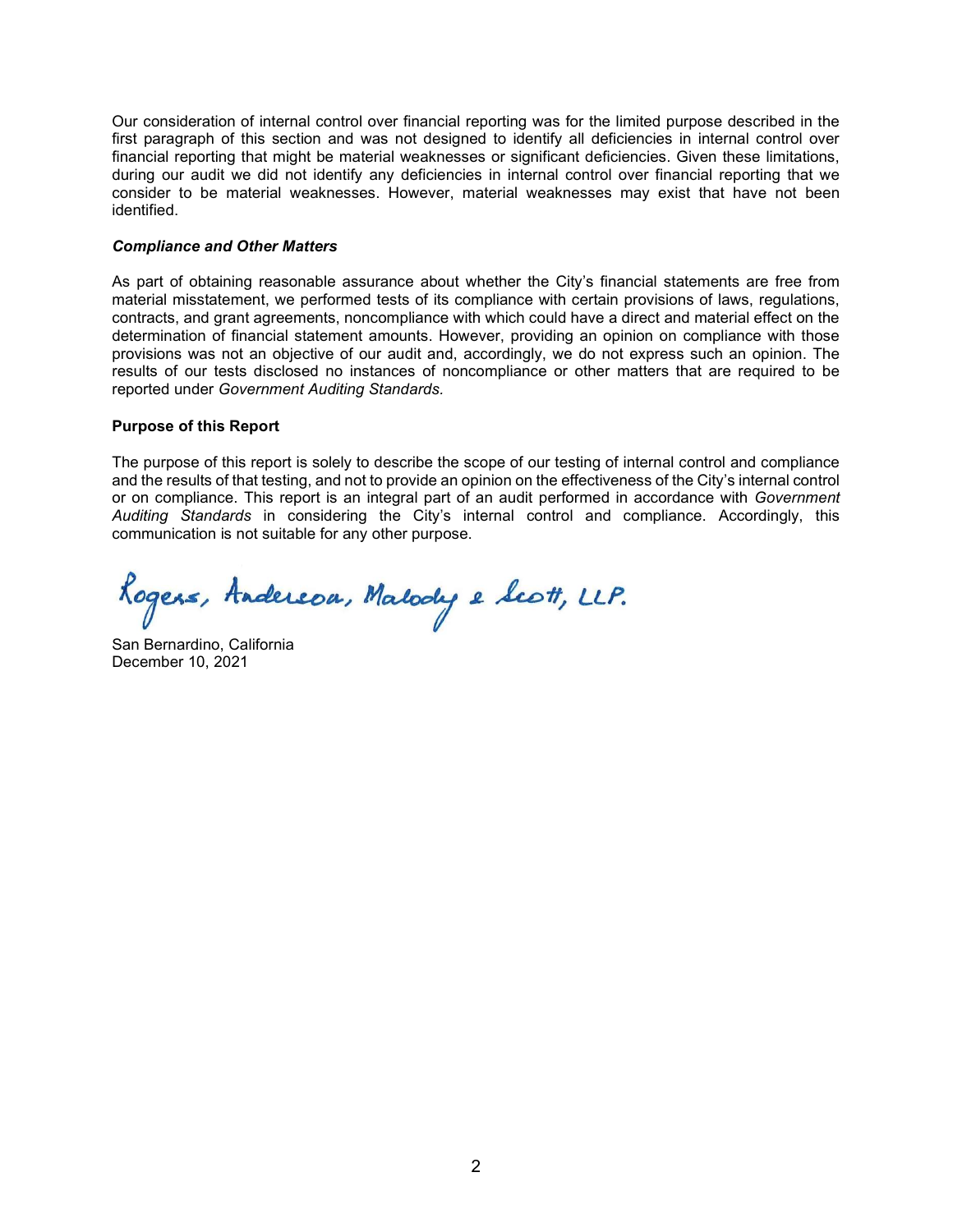Our consideration of internal control over financial reporting was for the limited purpose described in the first paragraph of this section and was not designed to identify all deficiencies in internal control over financial reporting that might be material weaknesses or significant deficiencies. Given these limitations, during our audit we did not identify any deficiencies in internal control over financial reporting that we consider to be material weaknesses. However, material weaknesses may exist that have not been identified.

***Compliance and Other Matters***

As part of obtaining reasonable assurance about whether the City's financial statements are free from material misstatement, we performed tests of its compliance with certain provisions of laws, regulations, contracts, and grant agreements, noncompliance with which could have a direct and material effect on the determination of financial statement amounts. However, providing an opinion on compliance with those provisions was not an objective of our audit and, accordingly, we do not express such an opinion. The results of our tests disclosed no instances of noncompliance or other matters that are required to be reported under *Government Auditing Standards*.

**Purpose of this Report**

The purpose of this report is solely to describe the scope of our testing of internal control and compliance and the results of that testing, and not to provide an opinion on the effectiveness of the City's internal control or on compliance. This report is an integral part of an audit performed in accordance with *Government Auditing Standards* in considering the City's internal control and compliance. Accordingly, this communication is not suitable for any other purpose.

Rogers, Anderson, Malody & Scott, LLP.

San Bernardino, California
December 10, 2021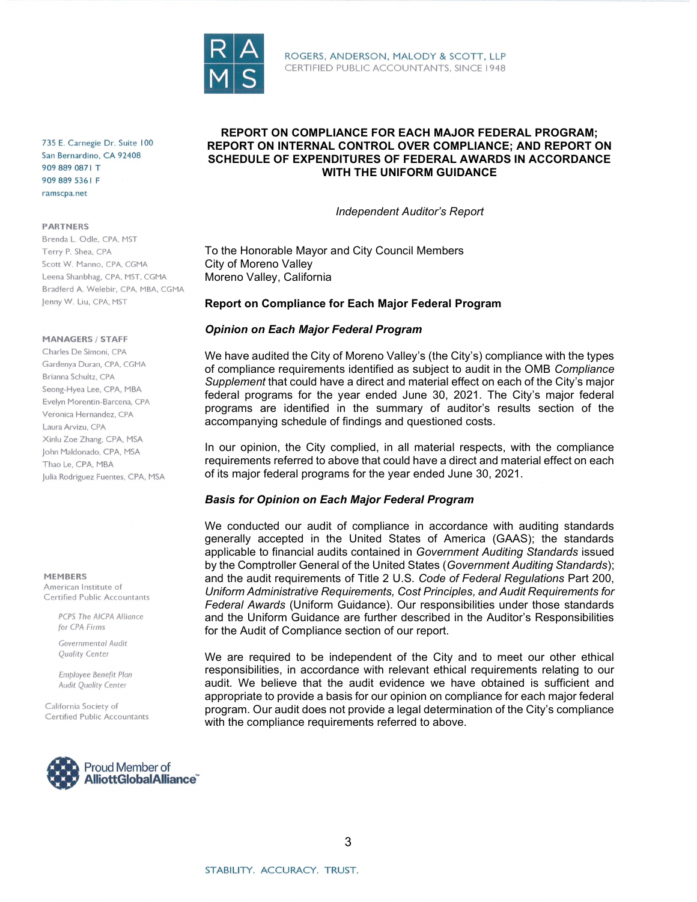ROGERS, ANDERSON, MALODY & SCOTT, LLP
CERTIFIED PUBLIC ACCOUNTANTS, SINCE 1948

735 E. Carnegie Dr. Suite 100
San Bernardino, CA 92408
909 889 0871 T
909 889 5361 F
ramscpa.net

**PARTNERS**
Brenda L. Odle, CPA, MST
Terry P. Shea, CPA
Scott W. Manno, CPA, CGMA
Leena Shanbhag, CPA, MST, CGMA
Bradferd A. Welebir, CPA, MBA, CGMA
Jenny W. Liu, CPA, MST

**MANAGERS / STAFF**
Charles De Simoni, CPA
Gardenya Duran, CPA, CGMA
Brianna Schultz, CPA
Seong-Hyea Lee, CPA, MBA
Evelyn Morentin-Barcena, CPA
Veronica Hernandez, CPA
Laura Arvizu, CPA
Xinlu Zoe Zhang, CPA, MSA
John Maldonado, CPA, MSA
Thao Le, CPA, MBA
Julia Rodriguez Fuentes, CPA, MSA

**MEMBERS**
American Institute of Certified Public Accountants

*PCPS The AICPA Alliance for CPA Firms*

*Governmental Audit Quality Center*

*Employee Benefit Plan Audit Quality Center*

California Society of Certified Public Accountants

Proud Member of AlliottGlobalAlliance™

# REPORT ON COMPLIANCE FOR EACH MAJOR FEDERAL PROGRAM; REPORT ON INTERNAL CONTROL OVER COMPLIANCE; AND REPORT ON SCHEDULE OF EXPENDITURES OF FEDERAL AWARDS IN ACCORDANCE WITH THE UNIFORM GUIDANCE

*Independent Auditor's Report*

To the Honorable Mayor and City Council Members
City of Moreno Valley
Moreno Valley, California

## Report on Compliance for Each Major Federal Program

### *Opinion on Each Major Federal Program*

We have audited the City of Moreno Valley's (the City's) compliance with the types of compliance requirements identified as subject to audit in the OMB *Compliance Supplement* that could have a direct and material effect on each of the City's major federal programs for the year ended June 30, 2021. The City's major federal programs are identified in the summary of auditor's results section of the accompanying schedule of findings and questioned costs.

In our opinion, the City complied, in all material respects, with the compliance requirements referred to above that could have a direct and material effect on each of its major federal programs for the year ended June 30, 2021.

### *Basis for Opinion on Each Major Federal Program*

We conducted our audit of compliance in accordance with auditing standards generally accepted in the United States of America (GAAS); the standards applicable to financial audits contained in *Government Auditing Standards* issued by the Comptroller General of the United States (*Government Auditing Standards*); and the audit requirements of Title 2 U.S. *Code of Federal Regulations* Part 200, *Uniform Administrative Requirements, Cost Principles, and Audit Requirements for Federal Awards* (Uniform Guidance). Our responsibilities under those standards and the Uniform Guidance are further described in the Auditor's Responsibilities for the Audit of Compliance section of our report.

We are required to be independent of the City and to meet our other ethical responsibilities, in accordance with relevant ethical requirements relating to our audit. We believe that the audit evidence we have obtained is sufficient and appropriate to provide a basis for our opinion on compliance for each major federal program. Our audit does not provide a legal determination of the City's compliance with the compliance requirements referred to above.

STABILITY. ACCURACY. TRUST.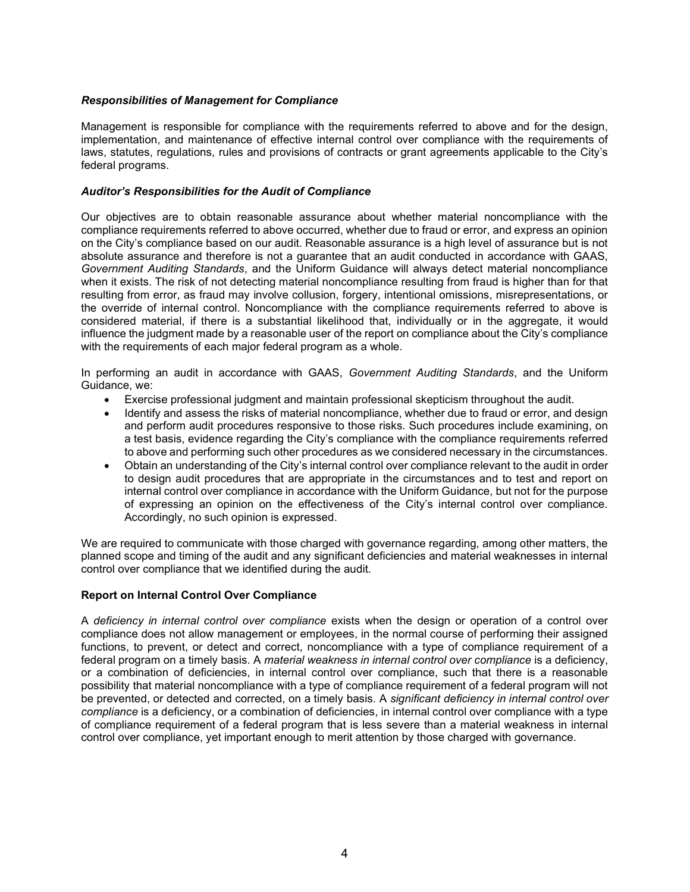***Responsibilities of Management for Compliance***

Management is responsible for compliance with the requirements referred to above and for the design, implementation, and maintenance of effective internal control over compliance with the requirements of laws, statutes, regulations, rules and provisions of contracts or grant agreements applicable to the City's federal programs.

***Auditor's Responsibilities for the Audit of Compliance***

Our objectives are to obtain reasonable assurance about whether material noncompliance with the compliance requirements referred to above occurred, whether due to fraud or error, and express an opinion on the City's compliance based on our audit. Reasonable assurance is a high level of assurance but is not absolute assurance and therefore is not a guarantee that an audit conducted in accordance with GAAS, *Government Auditing Standards*, and the Uniform Guidance will always detect material noncompliance when it exists. The risk of not detecting material noncompliance resulting from fraud is higher than for that resulting from error, as fraud may involve collusion, forgery, intentional omissions, misrepresentations, or the override of internal control. Noncompliance with the compliance requirements referred to above is considered material, if there is a substantial likelihood that, individually or in the aggregate, it would influence the judgment made by a reasonable user of the report on compliance about the City's compliance with the requirements of each major federal program as a whole.

In performing an audit in accordance with GAAS, *Government Auditing Standards*, and the Uniform Guidance, we:

- Exercise professional judgment and maintain professional skepticism throughout the audit.
- Identify and assess the risks of material noncompliance, whether due to fraud or error, and design and perform audit procedures responsive to those risks. Such procedures include examining, on a test basis, evidence regarding the City's compliance with the compliance requirements referred to above and performing such other procedures as we considered necessary in the circumstances.
- Obtain an understanding of the City's internal control over compliance relevant to the audit in order to design audit procedures that are appropriate in the circumstances and to test and report on internal control over compliance in accordance with the Uniform Guidance, but not for the purpose of expressing an opinion on the effectiveness of the City's internal control over compliance. Accordingly, no such opinion is expressed.

We are required to communicate with those charged with governance regarding, among other matters, the planned scope and timing of the audit and any significant deficiencies and material weaknesses in internal control over compliance that we identified during the audit.

**Report on Internal Control Over Compliance**

A *deficiency in internal control over compliance* exists when the design or operation of a control over compliance does not allow management or employees, in the normal course of performing their assigned functions, to prevent, or detect and correct, noncompliance with a type of compliance requirement of a federal program on a timely basis. A *material weakness in internal control over compliance* is a deficiency, or a combination of deficiencies, in internal control over compliance, such that there is a reasonable possibility that material noncompliance with a type of compliance requirement of a federal program will not be prevented, or detected and corrected, on a timely basis. A *significant deficiency in internal control over compliance* is a deficiency, or a combination of deficiencies, in internal control over compliance with a type of compliance requirement of a federal program that is less severe than a material weakness in internal control over compliance, yet important enough to merit attention by those charged with governance.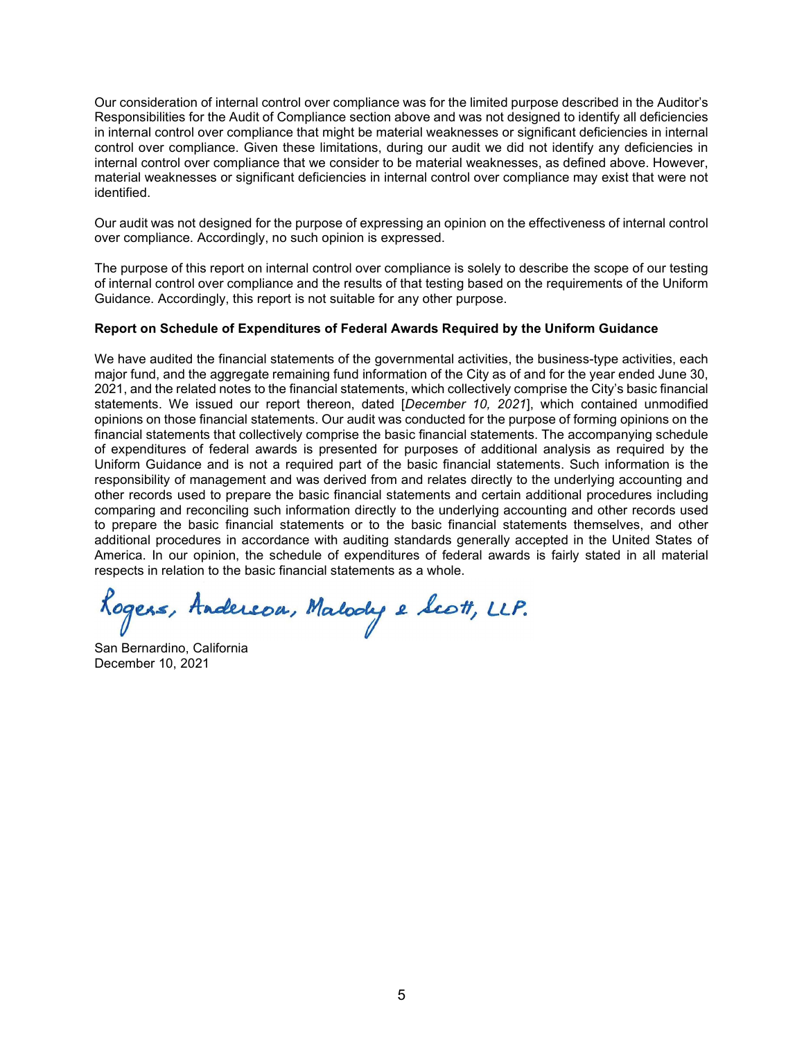Our consideration of internal control over compliance was for the limited purpose described in the Auditor's Responsibilities for the Audit of Compliance section above and was not designed to identify all deficiencies in internal control over compliance that might be material weaknesses or significant deficiencies in internal control over compliance. Given these limitations, during our audit we did not identify any deficiencies in internal control over compliance that we consider to be material weaknesses, as defined above. However, material weaknesses or significant deficiencies in internal control over compliance may exist that were not identified.

Our audit was not designed for the purpose of expressing an opinion on the effectiveness of internal control over compliance. Accordingly, no such opinion is expressed.

The purpose of this report on internal control over compliance is solely to describe the scope of our testing of internal control over compliance and the results of that testing based on the requirements of the Uniform Guidance. Accordingly, this report is not suitable for any other purpose.

**Report on Schedule of Expenditures of Federal Awards Required by the Uniform Guidance**

We have audited the financial statements of the governmental activities, the business-type activities, each major fund, and the aggregate remaining fund information of the City as of and for the year ended June 30, 2021, and the related notes to the financial statements, which collectively comprise the City's basic financial statements. We issued our report thereon, dated [*December 10, 2021*], which contained unmodified opinions on those financial statements. Our audit was conducted for the purpose of forming opinions on the financial statements that collectively comprise the basic financial statements. The accompanying schedule of expenditures of federal awards is presented for purposes of additional analysis as required by the Uniform Guidance and is not a required part of the basic financial statements. Such information is the responsibility of management and was derived from and relates directly to the underlying accounting and other records used to prepare the basic financial statements and certain additional procedures including comparing and reconciling such information directly to the underlying accounting and other records used to prepare the basic financial statements or to the basic financial statements themselves, and other additional procedures in accordance with auditing standards generally accepted in the United States of America. In our opinion, the schedule of expenditures of federal awards is fairly stated in all material respects in relation to the basic financial statements as a whole.

Rogers, Anderson, Malody & Scott, LLP.

San Bernardino, California
December 10, 2021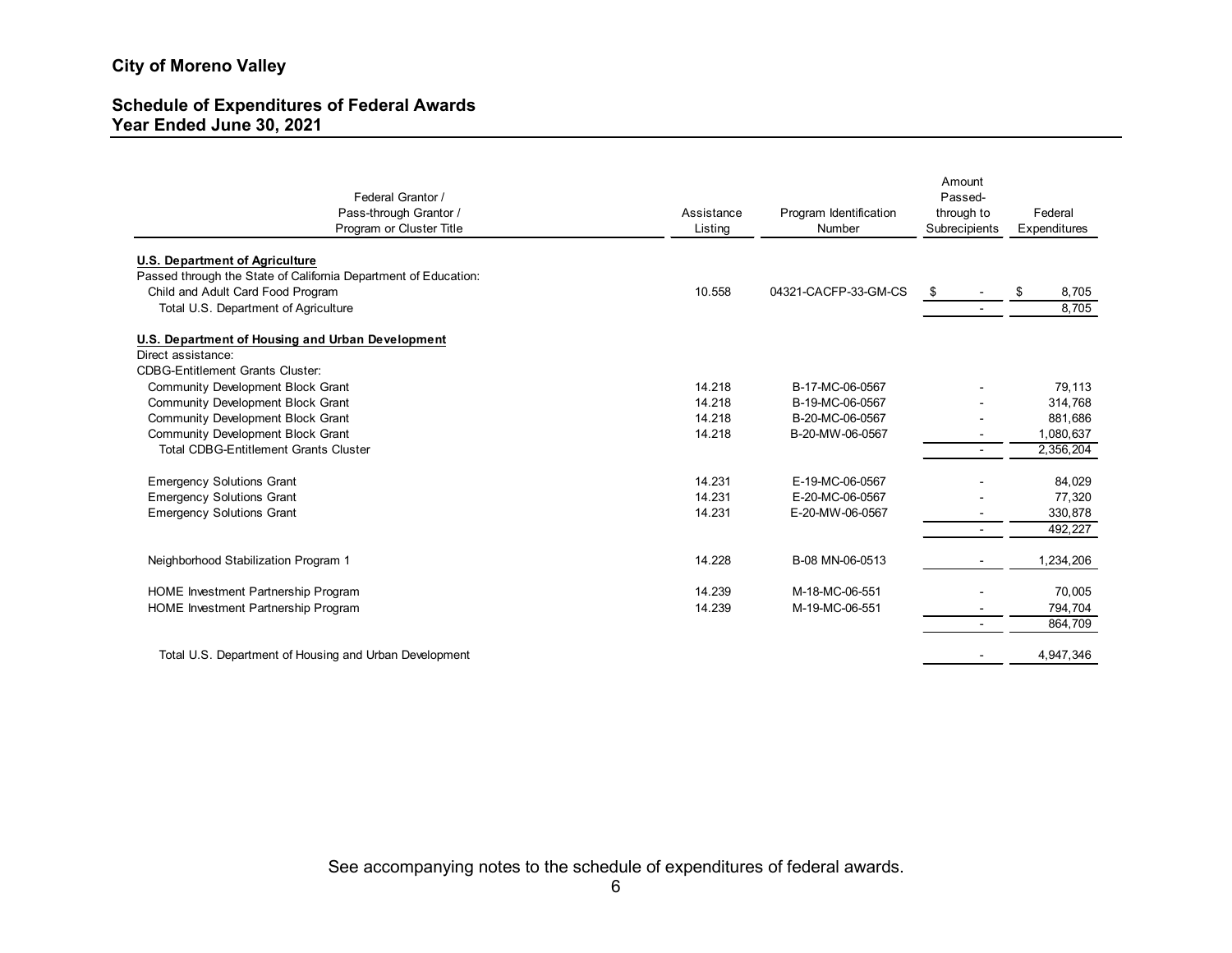## City of Moreno Valley

## Schedule of Expenditures of Federal Awards
## Year Ended June 30, 2021

| Federal Grantor / Pass-through Grantor / Program or Cluster Title | Assistance Listing | Program Identification Number | Amount Passed-through to Subrecipients | Federal Expenditures |
|---|---|---|---|---|
| **U.S. Department of Agriculture** | | | | |
| Passed through the State of California Department of Education: | | | | |
| Child and Adult Card Food Program | 10.558 | 04321-CACFP-33-GM-CS | $ - | $ 8,705 |
| Total U.S. Department of Agriculture | | | - | 8,705 |
| **U.S. Department of Housing and Urban Development** | | | | |
| Direct assistance: | | | | |
| CDBG-Entitlement Grants Cluster: | | | | |
| Community Development Block Grant | 14.218 | B-17-MC-06-0567 | - | 79,113 |
| Community Development Block Grant | 14.218 | B-19-MC-06-0567 | - | 314,768 |
| Community Development Block Grant | 14.218 | B-20-MC-06-0567 | - | 881,686 |
| Community Development Block Grant | 14.218 | B-20-MW-06-0567 | - | 1,080,637 |
| Total CDBG-Entitlement Grants Cluster | | | - | 2,356,204 |
| Emergency Solutions Grant | 14.231 | E-19-MC-06-0567 | - | 84,029 |
| Emergency Solutions Grant | 14.231 | E-20-MC-06-0567 | - | 77,320 |
| Emergency Solutions Grant | 14.231 | E-20-MW-06-0567 | - | 330,878 |
| | | | - | 492,227 |
| Neighborhood Stabilization Program 1 | 14.228 | B-08 MN-06-0513 | - | 1,234,206 |
| HOME Investment Partnership Program | 14.239 | M-18-MC-06-551 | - | 70,005 |
| HOME Investment Partnership Program | 14.239 | M-19-MC-06-551 | - | 794,704 |
| | | | - | 864,709 |
| Total U.S. Department of Housing and Urban Development | | | - | 4,947,346 |

See accompanying notes to the schedule of expenditures of federal awards.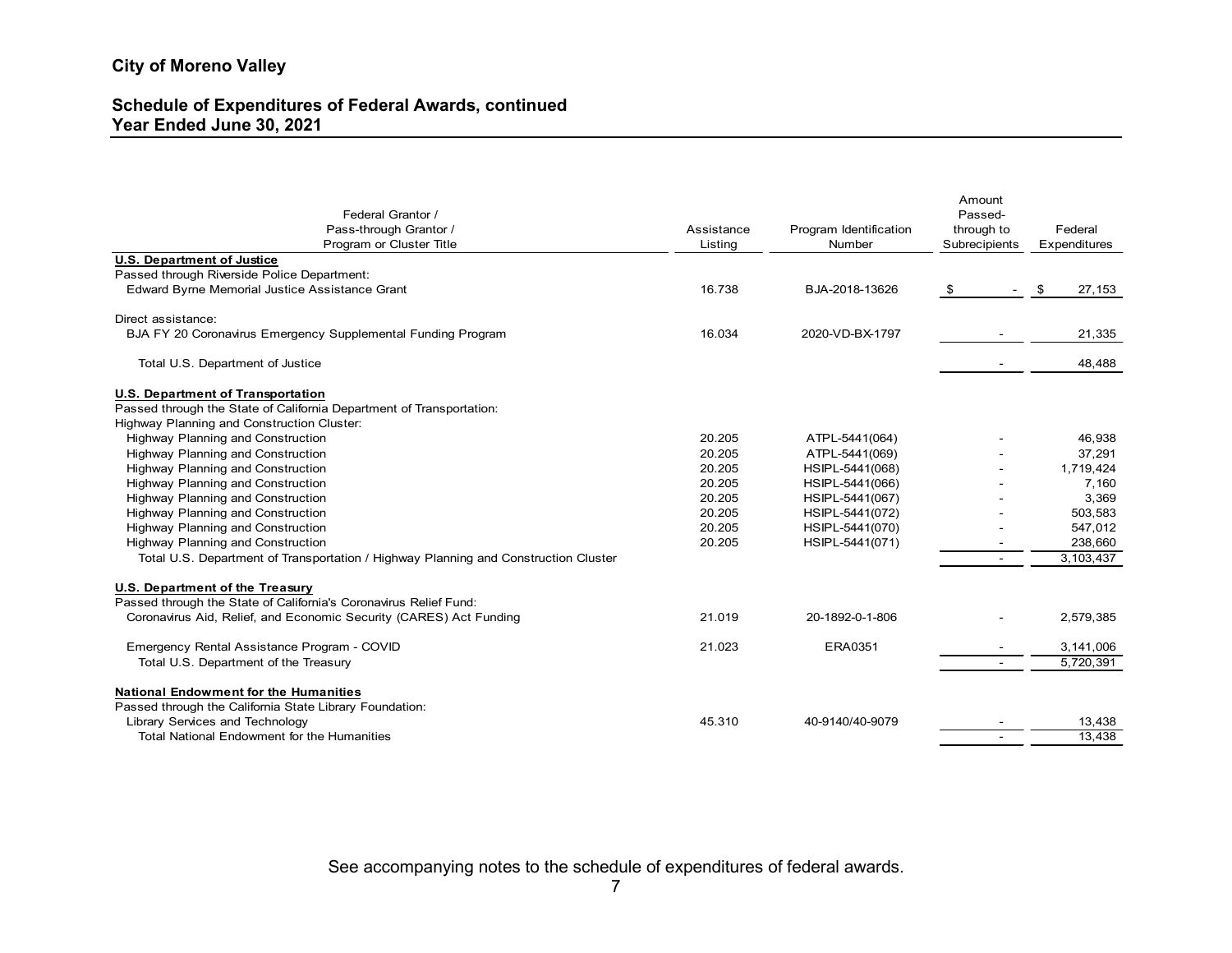## City of Moreno Valley

### Schedule of Expenditures of Federal Awards, continued
### Year Ended June 30, 2021

| Federal Grantor / Pass-through Grantor / Program or Cluster Title | Assistance Listing | Program Identification Number | Amount Passed-through to Subrecipients | Federal Expenditures |
|---|---|---|---|---|
| **U.S. Department of Justice** | | | | |
| Passed through Riverside Police Department: | | | | |
| Edward Byrne Memorial Justice Assistance Grant | 16.738 | BJA-2018-13626 | $ - | $ 27,153 |
| Direct assistance: | | | | |
| BJA FY 20 Coronavirus Emergency Supplemental Funding Program | 16.034 | 2020-VD-BX-1797 | - | 21,335 |
| Total U.S. Department of Justice | | | - | 48,488 |
| **U.S. Department of Transportation** | | | | |
| Passed through the State of California Department of Transportation: | | | | |
| Highway Planning and Construction Cluster: | | | | |
| Highway Planning and Construction | 20.205 | ATPL-5441(064) | - | 46,938 |
| Highway Planning and Construction | 20.205 | ATPL-5441(069) | - | 37,291 |
| Highway Planning and Construction | 20.205 | HSIPL-5441(068) | - | 1,719,424 |
| Highway Planning and Construction | 20.205 | HSIPL-5441(066) | - | 7,160 |
| Highway Planning and Construction | 20.205 | HSIPL-5441(067) | - | 3,369 |
| Highway Planning and Construction | 20.205 | HSIPL-5441(072) | - | 503,583 |
| Highway Planning and Construction | 20.205 | HSIPL-5441(070) | - | 547,012 |
| Highway Planning and Construction | 20.205 | HSIPL-5441(071) | - | 238,660 |
| Total U.S. Department of Transportation / Highway Planning and Construction Cluster | | | - | 3,103,437 |
| **U.S. Department of the Treasury** | | | | |
| Passed through the State of California's Coronavirus Relief Fund: | | | | |
| Coronavirus Aid, Relief, and Economic Security (CARES) Act Funding | 21.019 | 20-1892-0-1-806 | - | 2,579,385 |
| Emergency Rental Assistance Program - COVID | 21.023 | ERA0351 | - | 3,141,006 |
| Total U.S. Department of the Treasury | | | - | 5,720,391 |
| **National Endowment for the Humanities** | | | | |
| Passed through the California State Library Foundation: | | | | |
| Library Services and Technology | 45.310 | 40-9140/40-9079 | - | 13,438 |
| Total National Endowment for the Humanities | | | - | 13,438 |

See accompanying notes to the schedule of expenditures of federal awards.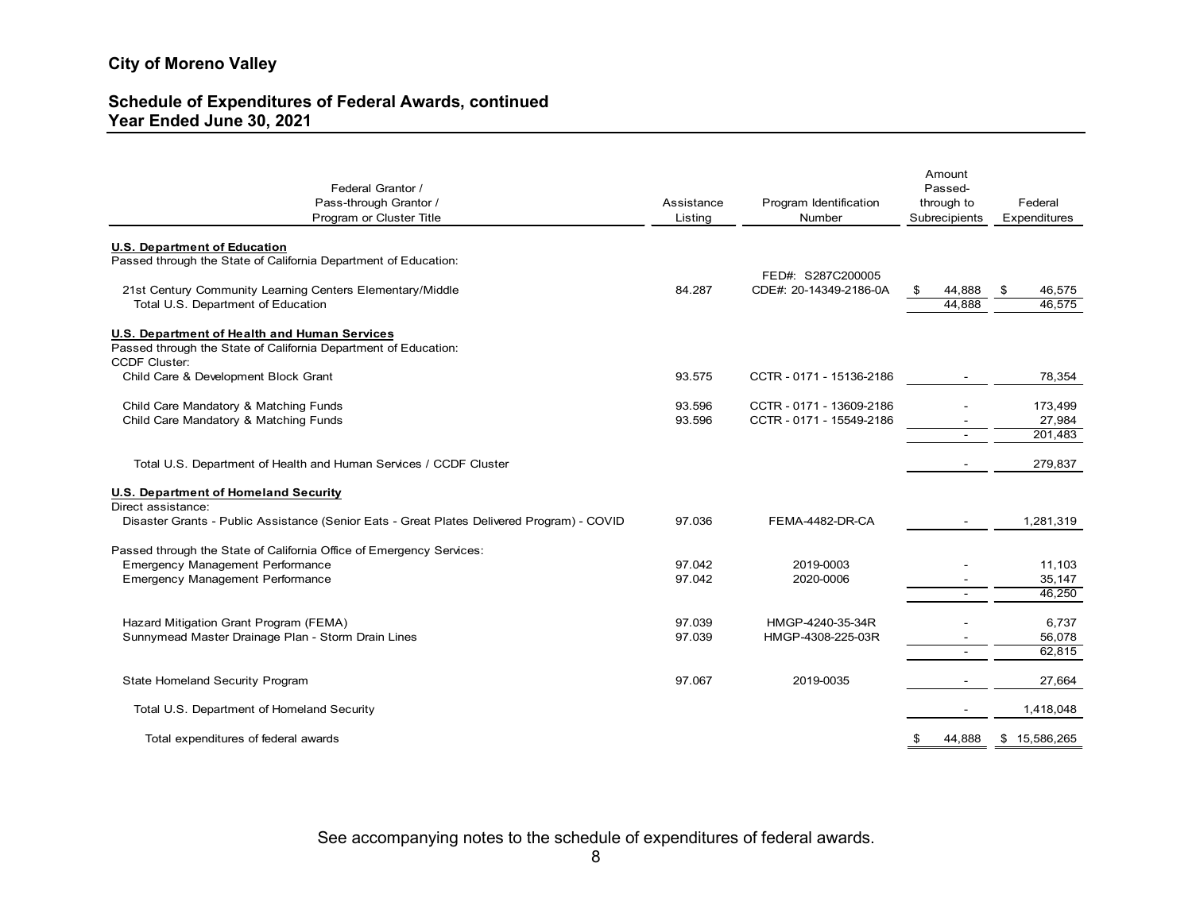# City of Moreno Valley

## Schedule of Expenditures of Federal Awards, continued
## Year Ended June 30, 2021

| Federal Grantor / Pass-through Grantor / Program or Cluster Title | Assistance Listing | Program Identification Number | Amount Passed-through to Subrecipients | Federal Expenditures |
|---|---|---|---|---|
| **U.S. Department of Education** | | | | |
| Passed through the State of California Department of Education: | | | | |
| 21st Century Community Learning Centers Elementary/Middle | 84.287 | FED#: S287C200005 CDE#: 20-14349-2186-0A | $ 44,888 | $ 46,575 |
| Total U.S. Department of Education | | | 44,888 | 46,575 |
| **U.S. Department of Health and Human Services** | | | | |
| Passed through the State of California Department of Education: | | | | |
| CCDF Cluster: | | | | |
| Child Care & Development Block Grant | 93.575 | CCTR - 0171 - 15136-2186 | - | 78,354 |
| Child Care Mandatory & Matching Funds | 93.596 | CCTR - 0171 - 13609-2186 | - | 173,499 |
| Child Care Mandatory & Matching Funds | 93.596 | CCTR - 0171 - 15549-2186 | - | 27,984 |
| | | | - | 201,483 |
| Total U.S. Department of Health and Human Services / CCDF Cluster | | | - | 279,837 |
| **U.S. Department of Homeland Security** | | | | |
| Direct assistance: | | | | |
| Disaster Grants - Public Assistance (Senior Eats - Great Plates Delivered Program) - COVID | 97.036 | FEMA-4482-DR-CA | - | 1,281,319 |
| Passed through the State of California Office of Emergency Services: | | | | |
| Emergency Management Performance | 97.042 | 2019-0003 | - | 11,103 |
| Emergency Management Performance | 97.042 | 2020-0006 | - | 35,147 |
| | | | - | 46,250 |
| Hazard Mitigation Grant Program (FEMA) | 97.039 | HMGP-4240-35-34R | - | 6,737 |
| Sunnymead Master Drainage Plan - Storm Drain Lines | 97.039 | HMGP-4308-225-03R | - | 56,078 |
| | | | - | 62,815 |
| State Homeland Security Program | 97.067 | 2019-0035 | - | 27,664 |
| Total U.S. Department of Homeland Security | | | - | 1,418,048 |
| Total expenditures of federal awards | | | $ 44,888 | $ 15,586,265 |

See accompanying notes to the schedule of expenditures of federal awards.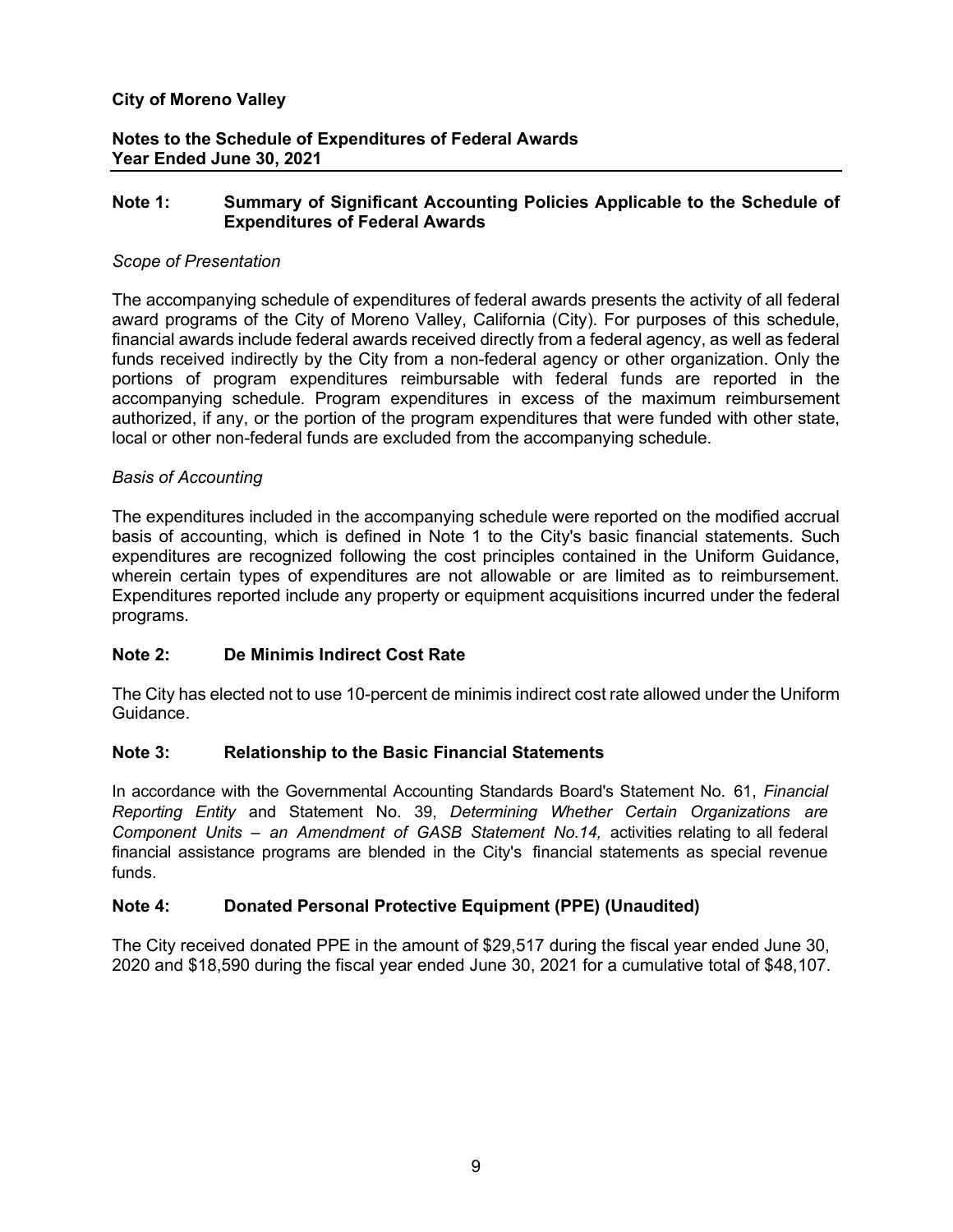**City of Moreno Valley**

**Notes to the Schedule of Expenditures of Federal Awards**
**Year Ended June 30, 2021**

## Note 1: Summary of Significant Accounting Policies Applicable to the Schedule of Expenditures of Federal Awards

*Scope of Presentation*

The accompanying schedule of expenditures of federal awards presents the activity of all federal award programs of the City of Moreno Valley, California (City). For purposes of this schedule, financial awards include federal awards received directly from a federal agency, as well as federal funds received indirectly by the City from a non-federal agency or other organization. Only the portions of program expenditures reimbursable with federal funds are reported in the accompanying schedule. Program expenditures in excess of the maximum reimbursement authorized, if any, or the portion of the program expenditures that were funded with other state, local or other non-federal funds are excluded from the accompanying schedule.

*Basis of Accounting*

The expenditures included in the accompanying schedule were reported on the modified accrual basis of accounting, which is defined in Note 1 to the City's basic financial statements. Such expenditures are recognized following the cost principles contained in the Uniform Guidance, wherein certain types of expenditures are not allowable or are limited as to reimbursement. Expenditures reported include any property or equipment acquisitions incurred under the federal programs.

## Note 2: De Minimis Indirect Cost Rate

The City has elected not to use 10-percent de minimis indirect cost rate allowed under the Uniform Guidance.

## Note 3: Relationship to the Basic Financial Statements

In accordance with the Governmental Accounting Standards Board's Statement No. 61, *Financial Reporting Entity* and Statement No. 39, *Determining Whether Certain Organizations are Component Units – an Amendment of GASB Statement No.14,* activities relating to all federal financial assistance programs are blended in the City's financial statements as special revenue funds.

## Note 4: Donated Personal Protective Equipment (PPE) (Unaudited)

The City received donated PPE in the amount of $29,517 during the fiscal year ended June 30, 2020 and $18,590 during the fiscal year ended June 30, 2021 for a cumulative total of $48,107.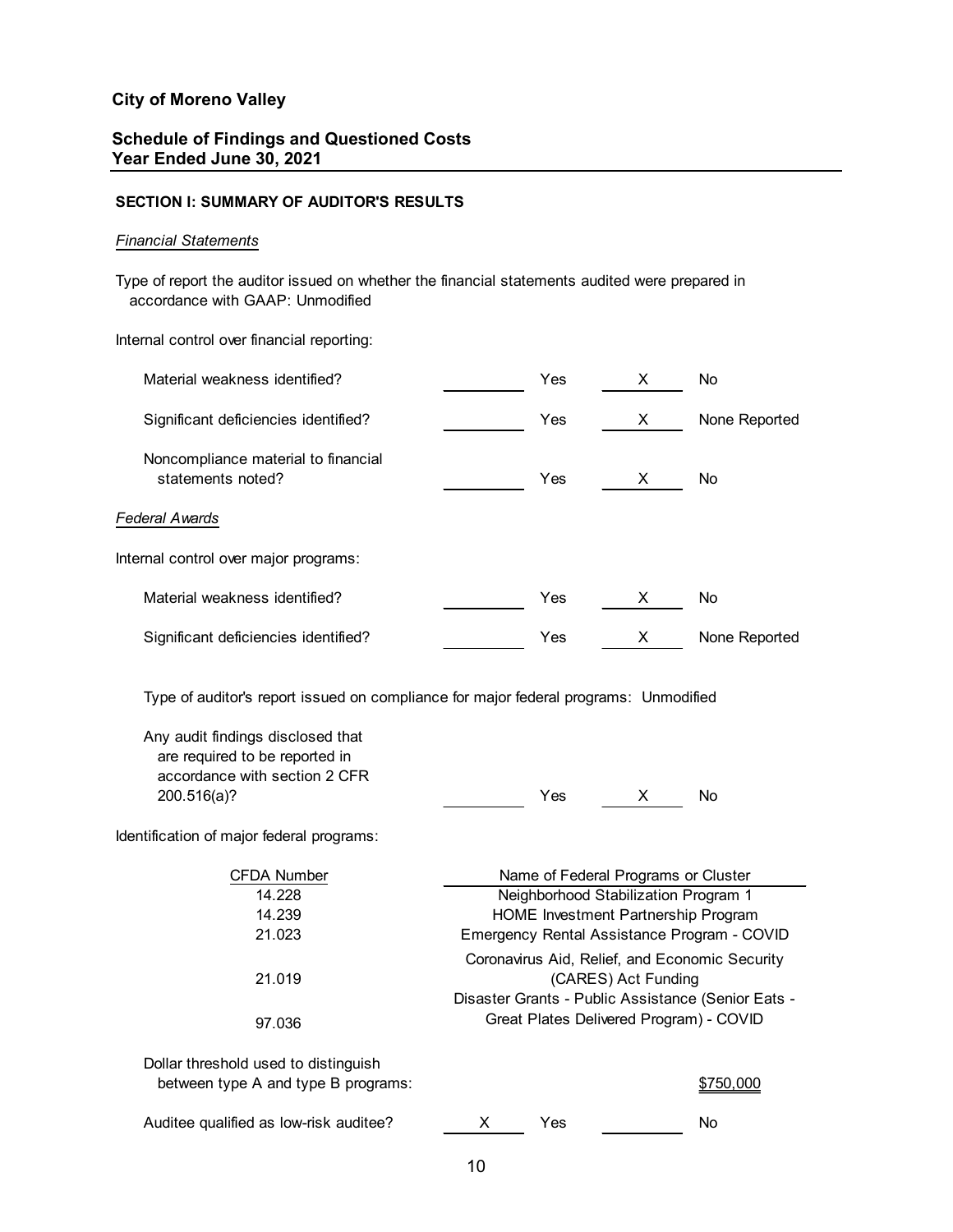**City of Moreno Valley**

**Schedule of Findings and Questioned Costs**
**Year Ended June 30, 2021**

**SECTION I: SUMMARY OF AUDITOR'S RESULTS**

*Financial Statements*

Type of report the auditor issued on whether the financial statements audited were prepared in accordance with GAAP: Unmodified

Internal control over financial reporting:

| | | | | |
|---|---|---|---|---|
| Material weakness identified? | | Yes | X | No |
| Significant deficiencies identified? | | Yes | X | None Reported |
| Noncompliance material to financial statements noted? | | Yes | X | No |

*Federal Awards*

Internal control over major programs:

| | | | | |
|---|---|---|---|---|
| Material weakness identified? | | Yes | X | No |
| Significant deficiencies identified? | | Yes | X | None Reported |

Type of auditor's report issued on compliance for major federal programs: Unmodified

| | | | | |
|---|---|---|---|---|
| Any audit findings disclosed that are required to be reported in accordance with section 2 CFR 200.516(a)? | | Yes | X | No |

Identification of major federal programs:

| CFDA Number | Name of Federal Programs or Cluster |
|---|---|
| 14.228 | Neighborhood Stabilization Program 1 |
| 14.239 | HOME Investment Partnership Program |
| 21.023 | Emergency Rental Assistance Program - COVID |
| 21.019 | Coronavirus Aid, Relief, and Economic Security (CARES) Act Funding |
| 97.036 | Disaster Grants - Public Assistance (Senior Eats - Great Plates Delivered Program) - COVID |

Dollar threshold used to distinguish between type A and type B programs: $750,000

| | | | | |
|---|---|---|---|---|
| Auditee qualified as low-risk auditee? | X | Yes | | No |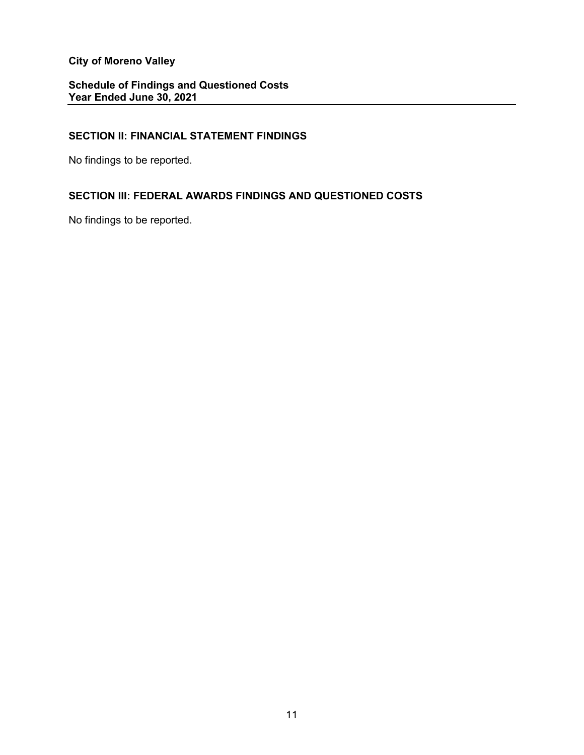**City of Moreno Valley**

**Schedule of Findings and Questioned Costs**
**Year Ended June 30, 2021**

## SECTION II: FINANCIAL STATEMENT FINDINGS

No findings to be reported.

## SECTION III: FEDERAL AWARDS FINDINGS AND QUESTIONED COSTS

No findings to be reported.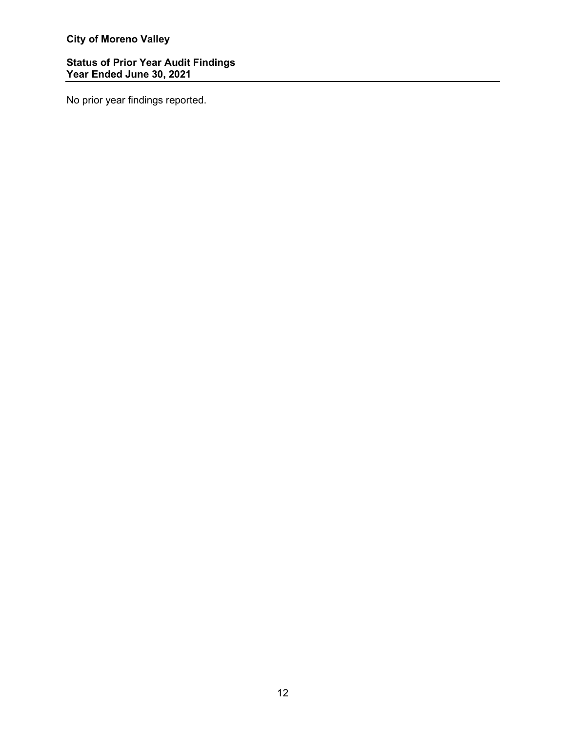**City of Moreno Valley**

**Status of Prior Year Audit Findings**
**Year Ended June 30, 2021**

No prior year findings reported.